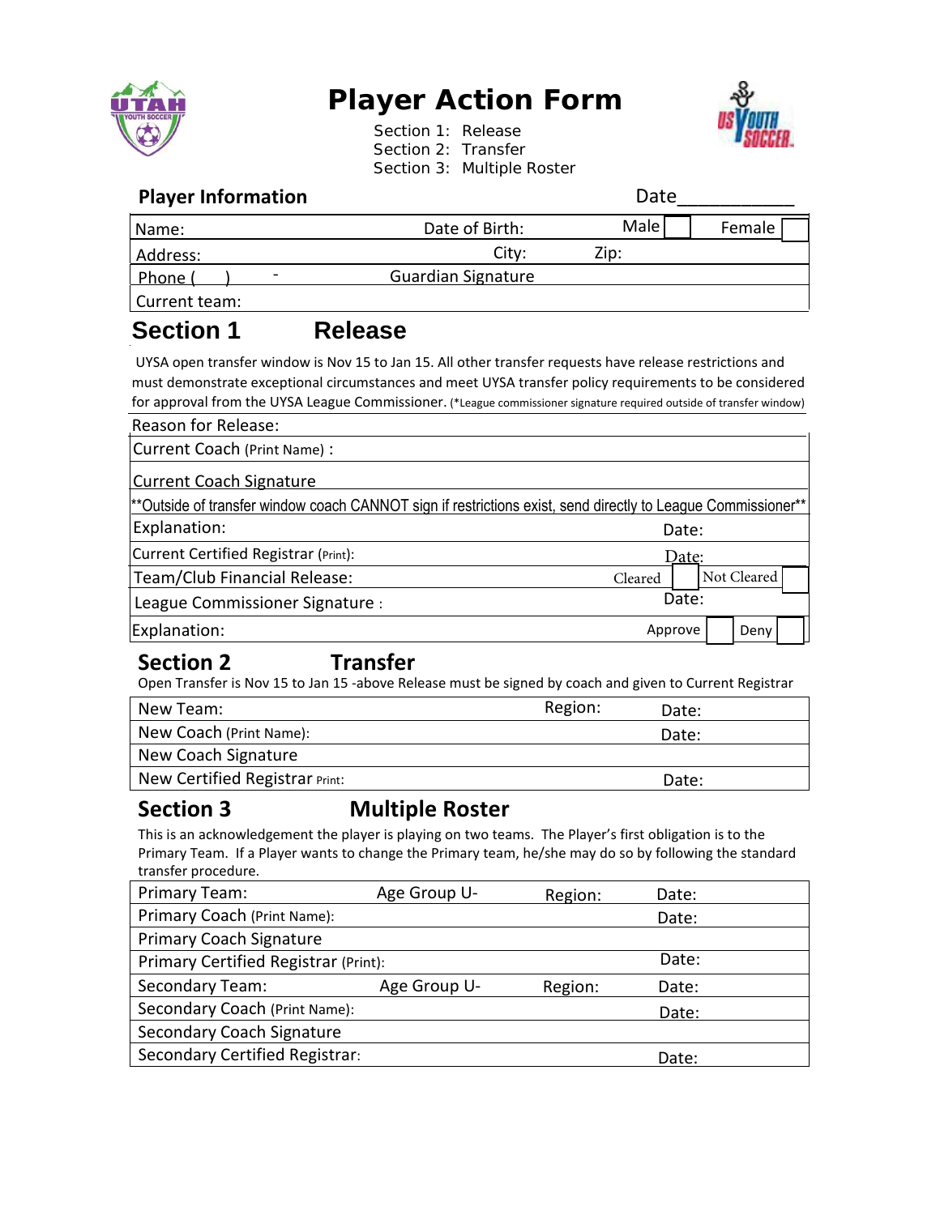# Player Action Form

Section 1: Release
Section 2: Transfer
Section 3: Multiple Roster

**Player Information** Date___________

| | | | |
|---|---|---|---|
| Name: | Date of Birth: | Male ☐ | Female ☐ |
| Address: | City: | Zip: | |
| Phone ( ) - | Guardian Signature | | |
| Current team: | | | |

## Section 1 Release

UYSA open transfer window is Nov 15 to Jan 15. All other transfer requests have release restrictions and must demonstrate exceptional circumstances and meet UYSA transfer policy requirements to be considered for approval from the UYSA League Commissioner. (*League commissioner signature required outside of transfer window)

| | |
|---|---|
| Reason for Release: | |
| Current Coach (Print Name) : | |
| Current Coach Signature | |
| **Outside of transfer window coach CANNOT sign if restrictions exist, send directly to League Commissioner** | |
| Explanation: | Date: |
| Current Certified Registrar (Print): | Date: |
| Team/Club Financial Release: | Cleared ☐ Not Cleared ☐ |
| League Commissioner Signature : | Date: |
| Explanation: | Approve ☐ Deny ☐ |

## Section 2 Transfer

Open Transfer is Nov 15 to Jan 15 -above Release must be signed by coach and given to Current Registrar

| | | |
|---|---|---|
| New Team: | Region: | Date: |
| New Coach (Print Name): | | Date: |
| New Coach Signature | | |
| New Certified Registrar Print: | | Date: |

## Section 3 Multiple Roster

This is an acknowledgement the player is playing on two teams. The Player's first obligation is to the Primary Team. If a Player wants to change the Primary team, he/she may do so by following the standard transfer procedure.

| | | | |
|---|---|---|---|
| Primary Team: | Age Group U- | Region: | Date: |
| Primary Coach (Print Name): | | | Date: |
| Primary Coach Signature | | | |
| Primary Certified Registrar (Print): | | | Date: |
| Secondary Team: | Age Group U- | Region: | Date: |
| Secondary Coach (Print Name): | | | Date: |
| Secondary Coach Signature | | | |
| Secondary Certified Registrar: | | | Date: |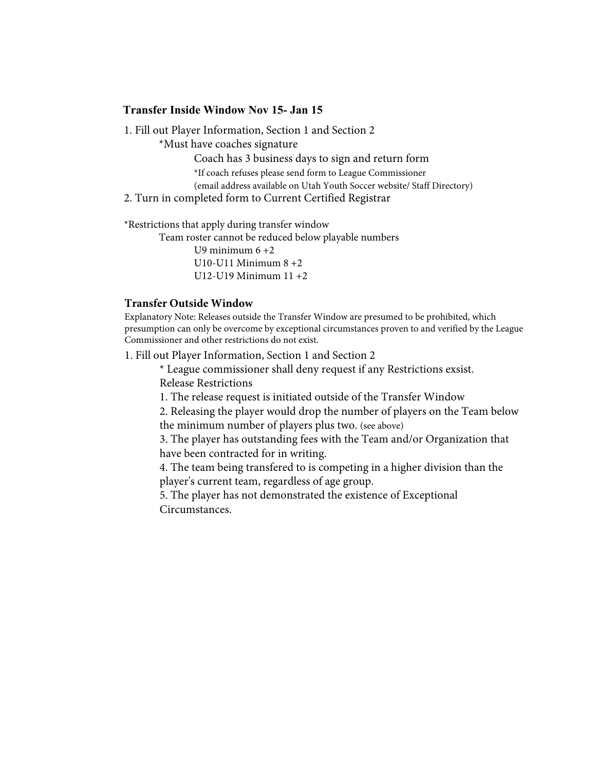### Transfer Inside Window Nov 15- Jan 15

1. Fill out Player Information, Section 1 and Section 2
   - *Must have coaches signature
     - Coach has 3 business days to sign and return form
     - *If coach refuses please send form to League Commissioner (email address available on Utah Youth Soccer website/ Staff Directory)
2. Turn in completed form to Current Certified Registrar

*Restrictions that apply during transfer window

- Team roster cannot be reduced below playable numbers
  - U9 minimum 6 +2
  - U10-U11 Minimum 8 +2
  - U12-U19 Minimum 11 +2

### Transfer Outside Window

Explanatory Note: Releases outside the Transfer Window are presumed to be prohibited, which presumption can only be overcome by exceptional circumstances proven to and verified by the League Commissioner and other restrictions do not exist.

1. Fill out Player Information, Section 1 and Section 2

   \* League commissioner shall deny request if any Restrictions exsist.

   Release Restrictions

   1. The release request is initiated outside of the Transfer Window
   2. Releasing the player would drop the number of players on the Team below the minimum number of players plus two. (see above)
   3. The player has outstanding fees with the Team and/or Organization that have been contracted for in writing.
   4. The team being transfered to is competing in a higher division than the player's current team, regardless of age group.
   5. The player has not demonstrated the existence of Exceptional Circumstances.